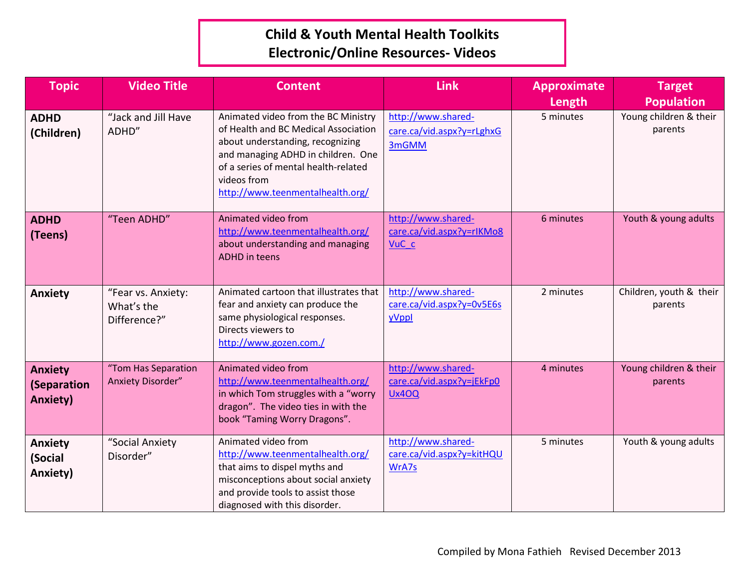# Child & Youth Mental Health Toolkits
## Electronic/Online Resources- Videos

| Topic | Video Title | Content | Link | Approximate Length | Target Population |
|---|---|---|---|---|---|
| **ADHD (Children)** | "Jack and Jill Have ADHD" | Animated video from the BC Ministry of Health and BC Medical Association about understanding, recognizing and managing ADHD in children. One of a series of mental health-related videos from http://www.teenmentalhealth.org/ | http://www.shared-care.ca/vid.aspx?y=rLghxG3mGMM | 5 minutes | Young children & their parents |
| **ADHD (Teens)** | "Teen ADHD" | Animated video from http://www.teenmentalhealth.org/ about understanding and managing ADHD in teens | http://www.shared-care.ca/vid.aspx?y=rIKMo8VuC_c | 6 minutes | Youth & young adults |
| **Anxiety** | "Fear vs. Anxiety: What's the Difference?" | Animated cartoon that illustrates that fear and anxiety can produce the same physiological responses. Directs viewers to http://www.gozen.com./ | http://www.shared-care.ca/vid.aspx?y=0v5E6syVppI | 2 minutes | Children, youth & their parents |
| **Anxiety (Separation Anxiety)** | "Tom Has Separation Anxiety Disorder" | Animated video from http://www.teenmentalhealth.org/ in which Tom struggles with a "worry dragon". The video ties in with the book "Taming Worry Dragons". | http://www.shared-care.ca/vid.aspx?y=jEkFp0Ux4OQ | 4 minutes | Young children & their parents |
| **Anxiety (Social Anxiety)** | "Social Anxiety Disorder" | Animated video from http://www.teenmentalhealth.org/ that aims to dispel myths and misconceptions about social anxiety and provide tools to assist those diagnosed with this disorder. | http://www.shared-care.ca/vid.aspx?y=kitHQUWrA7s | 5 minutes | Youth & young adults |

Compiled by Mona Fathieh Revised December 2013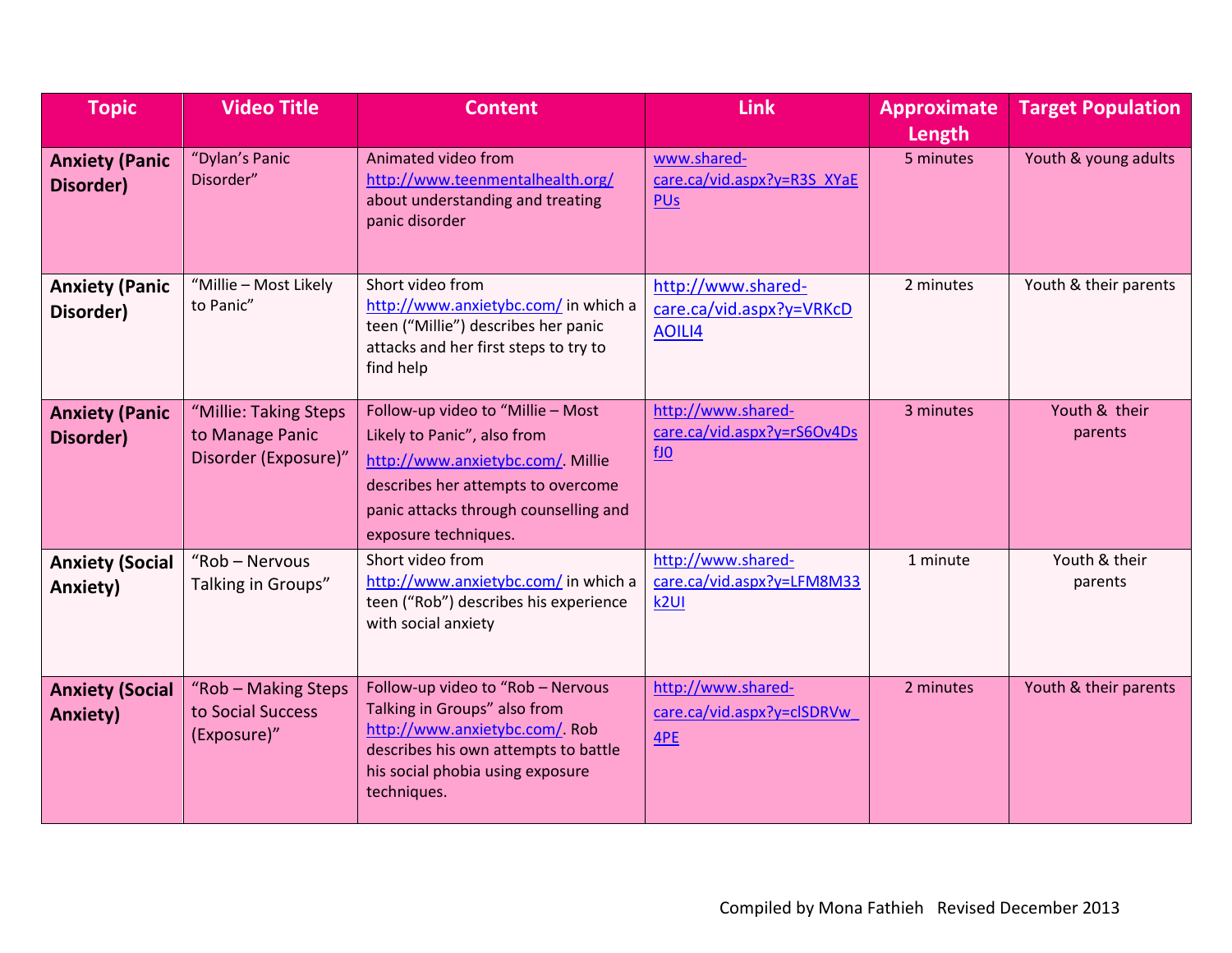| Topic | Video Title | Content | Link | Approximate Length | Target Population |
| --- | --- | --- | --- | --- | --- |
| **Anxiety (Panic Disorder)** | "Dylan's Panic Disorder" | Animated video from http://www.teenmentalhealth.org/ about understanding and treating panic disorder | www.shared-care.ca/vid.aspx?y=R3S_XYaEPUs | 5 minutes | Youth & young adults |
| **Anxiety (Panic Disorder)** | "Millie – Most Likely to Panic" | Short video from http://www.anxietybc.com/ in which a teen ("Millie") describes her panic attacks and her first steps to try to find help | http://www.shared-care.ca/vid.aspx?y=VRKcDAOILI4 | 2 minutes | Youth & their parents |
| **Anxiety (Panic Disorder)** | "Millie: Taking Steps to Manage Panic Disorder (Exposure)" | Follow-up video to "Millie – Most Likely to Panic", also from http://www.anxietybc.com/. Millie describes her attempts to overcome panic attacks through counselling and exposure techniques. | http://www.shared-care.ca/vid.aspx?y=rS6Ov4DsfJ0 | 3 minutes | Youth & their parents |
| **Anxiety (Social Anxiety)** | "Rob – Nervous Talking in Groups" | Short video from http://www.anxietybc.com/ in which a teen ("Rob") describes his experience with social anxiety | http://www.shared-care.ca/vid.aspx?y=LFM8M33k2UI | 1 minute | Youth & their parents |
| **Anxiety (Social Anxiety)** | "Rob – Making Steps to Social Success (Exposure)" | Follow-up video to "Rob – Nervous Talking in Groups" also from http://www.anxietybc.com/. Rob describes his own attempts to battle his social phobia using exposure techniques. | http://www.shared-care.ca/vid.aspx?y=clSDRVw_4PE | 2 minutes | Youth & their parents |

Compiled by Mona Fathieh Revised December 2013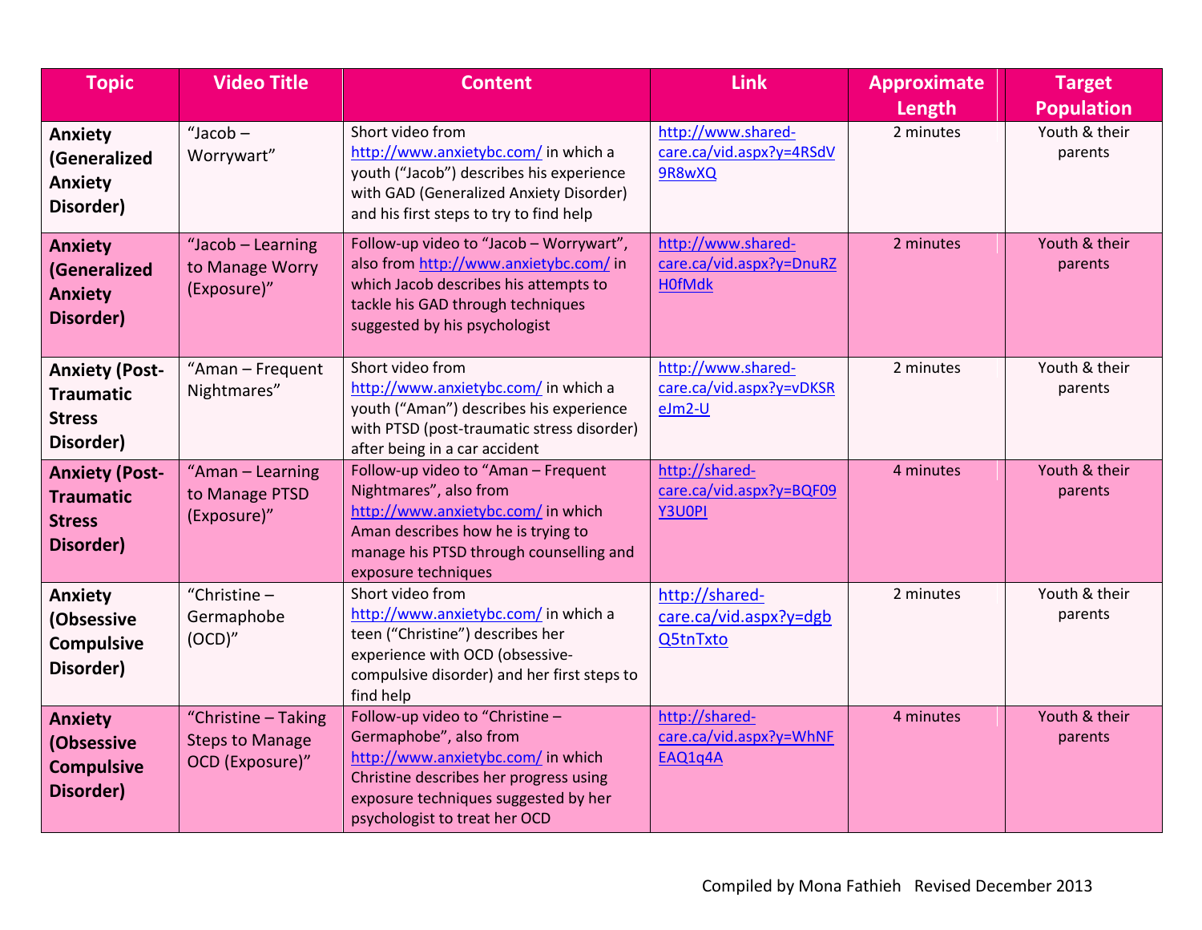| Topic | Video Title | Content | Link | Approximate Length | Target Population |
|---|---|---|---|---|---|
| **Anxiety (Generalized Anxiety Disorder)** | "Jacob – Worrywart" | Short video from http://www.anxietybc.com/ in which a youth ("Jacob") describes his experience with GAD (Generalized Anxiety Disorder) and his first steps to try to find help | http://www.shared-care.ca/vid.aspx?y=4RSdV9R8wXQ | 2 minutes | Youth & their parents |
| **Anxiety (Generalized Anxiety Disorder)** | "Jacob – Learning to Manage Worry (Exposure)" | Follow-up video to "Jacob – Worrywart", also from http://www.anxietybc.com/ in which Jacob describes his attempts to tackle his GAD through techniques suggested by his psychologist | http://www.shared-care.ca/vid.aspx?y=DnuRZH0fMdk | 2 minutes | Youth & their parents |
| **Anxiety (Post-Traumatic Stress Disorder)** | "Aman – Frequent Nightmares" | Short video from http://www.anxietybc.com/ in which a youth ("Aman") describes his experience with PTSD (post-traumatic stress disorder) after being in a car accident | http://www.shared-care.ca/vid.aspx?y=vDKSReJm2-U | 2 minutes | Youth & their parents |
| **Anxiety (Post-Traumatic Stress Disorder)** | "Aman – Learning to Manage PTSD (Exposure)" | Follow-up video to "Aman – Frequent Nightmares", also from http://www.anxietybc.com/ in which Aman describes how he is trying to manage his PTSD through counselling and exposure techniques | http://shared-care.ca/vid.aspx?y=BQF09Y3U0PI | 4 minutes | Youth & their parents |
| **Anxiety (Obsessive Compulsive Disorder)** | "Christine – Germaphobe (OCD)" | Short video from http://www.anxietybc.com/ in which a teen ("Christine") describes her experience with OCD (obsessive-compulsive disorder) and her first steps to find help | http://shared-care.ca/vid.aspx?y=dgbQ5tnTxto | 2 minutes | Youth & their parents |
| **Anxiety (Obsessive Compulsive Disorder)** | "Christine – Taking Steps to Manage OCD (Exposure)" | Follow-up video to "Christine – Germaphobe", also from http://www.anxietybc.com/ in which Christine describes her progress using exposure techniques suggested by her psychologist to treat her OCD | http://shared-care.ca/vid.aspx?y=WhNFEAQ1q4A | 4 minutes | Youth & their parents |

Compiled by Mona Fathieh Revised December 2013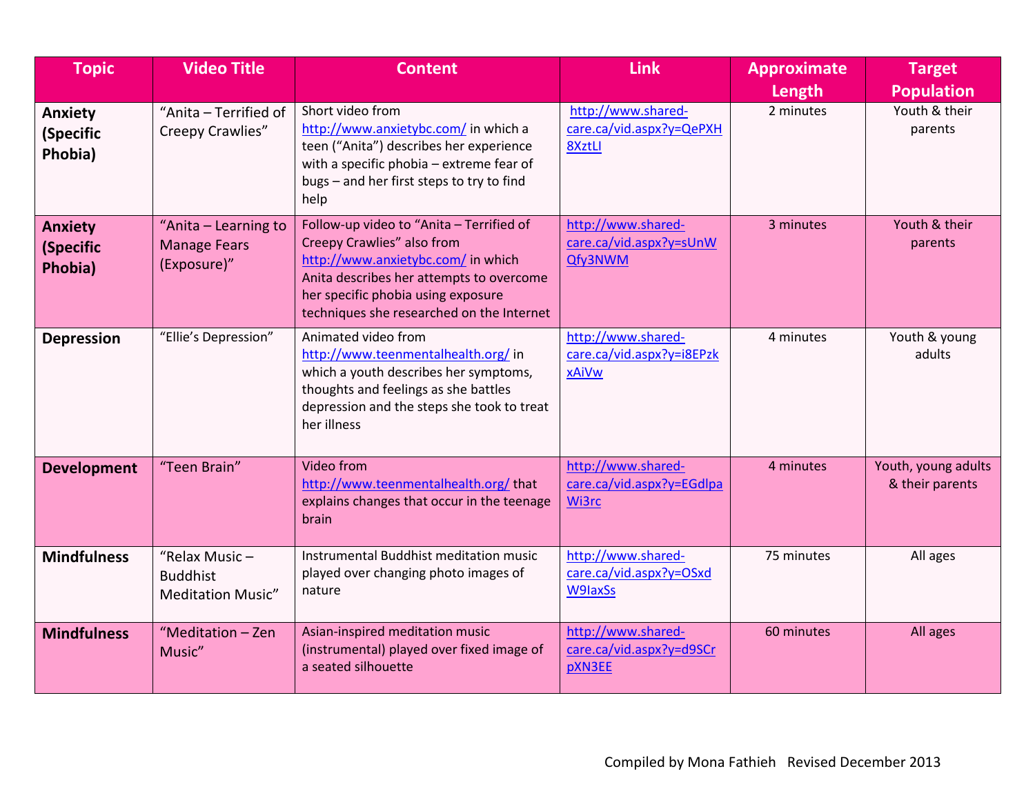| Topic | Video Title | Content | Link | Approximate Length | Target Population |
|---|---|---|---|---|---|
| **Anxiety (Specific Phobia)** | "Anita – Terrified of Creepy Crawlies" | Short video from http://www.anxietybc.com/ in which a teen ("Anita") describes her experience with a specific phobia – extreme fear of bugs – and her first steps to try to find help | http://www.shared-care.ca/vid.aspx?y=QePXH8XztLI | 2 minutes | Youth & their parents |
| **Anxiety (Specific Phobia)** | "Anita – Learning to Manage Fears (Exposure)" | Follow-up video to "Anita – Terrified of Creepy Crawlies" also from http://www.anxietybc.com/ in which Anita describes her attempts to overcome her specific phobia using exposure techniques she researched on the Internet | http://www.shared-care.ca/vid.aspx?y=sUnWQfy3NWM | 3 minutes | Youth & their parents |
| **Depression** | "Ellie's Depression" | Animated video from http://www.teenmentalhealth.org/ in which a youth describes her symptoms, thoughts and feelings as she battles depression and the steps she took to treat her illness | http://www.shared-care.ca/vid.aspx?y=i8EPzkxAiVw | 4 minutes | Youth & young adults |
| **Development** | "Teen Brain" | Video from http://www.teenmentalhealth.org/ that explains changes that occur in the teenage brain | http://www.shared-care.ca/vid.aspx?y=EGdlpaWi3rc | 4 minutes | Youth, young adults & their parents |
| **Mindfulness** | "Relax Music – Buddhist Meditation Music" | Instrumental Buddhist meditation music played over changing photo images of nature | http://www.shared-care.ca/vid.aspx?y=OSxdW9IaxSs | 75 minutes | All ages |
| **Mindfulness** | "Meditation – Zen Music" | Asian-inspired meditation music (instrumental) played over fixed image of a seated silhouette | http://www.shared-care.ca/vid.aspx?y=d9SCrpXN3EE | 60 minutes | All ages |

Compiled by Mona Fathieh Revised December 2013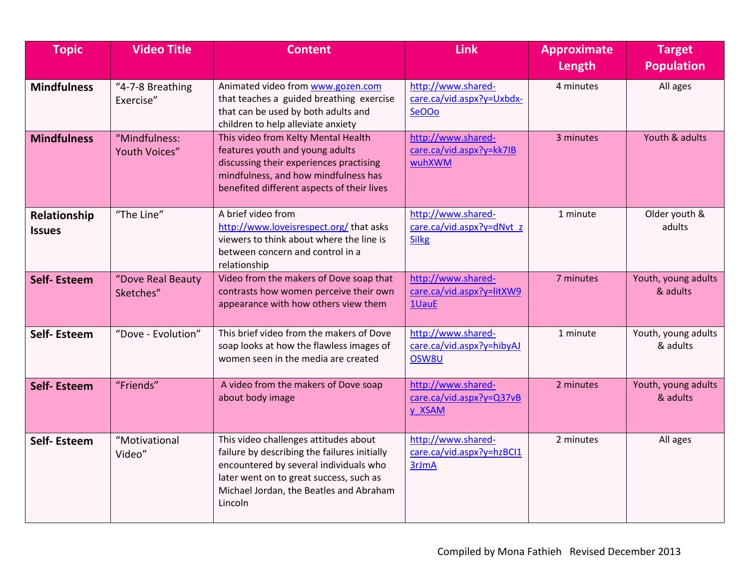| Topic | Video Title | Content | Link | Approximate Length | Target Population |
|---|---|---|---|---|---|
| **Mindfulness** | "4-7-8 Breathing Exercise" | Animated video from www.gozen.com that teaches a guided breathing exercise that can be used by both adults and children to help alleviate anxiety | http://www.shared-care.ca/vid.aspx?y=Uxbdx-SeOOo | 4 minutes | All ages |
| **Mindfulness** | "Mindfulness: Youth Voices" | This video from Kelty Mental Health features youth and young adults discussing their experiences practising mindfulness, and how mindfulness has benefited different aspects of their lives | http://www.shared-care.ca/vid.aspx?y=kk7IBwuhXWM | 3 minutes | Youth & adults |
| **Relationship Issues** | "The Line" | A brief video from http://www.loveisrespect.org/ that asks viewers to think about where the line is between concern and control in a relationship | http://www.shared-care.ca/vid.aspx?y=dNvt_zSiIkg | 1 minute | Older youth & adults |
| **Self- Esteem** | "Dove Real Beauty Sketches" | Video from the makers of Dove soap that contrasts how women perceive their own appearance with how others view them | http://www.shared-care.ca/vid.aspx?y=litXW91UauE | 7 minutes | Youth, young adults & adults |
| **Self- Esteem** | "Dove - Evolution" | This brief video from the makers of Dove soap looks at how the flawless images of women seen in the media are created | http://www.shared-care.ca/vid.aspx?y=hibyAJOSW8U | 1 minute | Youth, young adults & adults |
| **Self- Esteem** | "Friends" | A video from the makers of Dove soap about body image | http://www.shared-care.ca/vid.aspx?y=Q37vBy_XSAM | 2 minutes | Youth, young adults & adults |
| **Self- Esteem** | "Motivational Video" | This video challenges attitudes about failure by describing the failures initially encountered by several individuals who later went on to great success, such as Michael Jordan, the Beatles and Abraham Lincoln | http://www.shared-care.ca/vid.aspx?y=hzBCI13rJmA | 2 minutes | All ages |

Compiled by Mona Fathieh Revised December 2013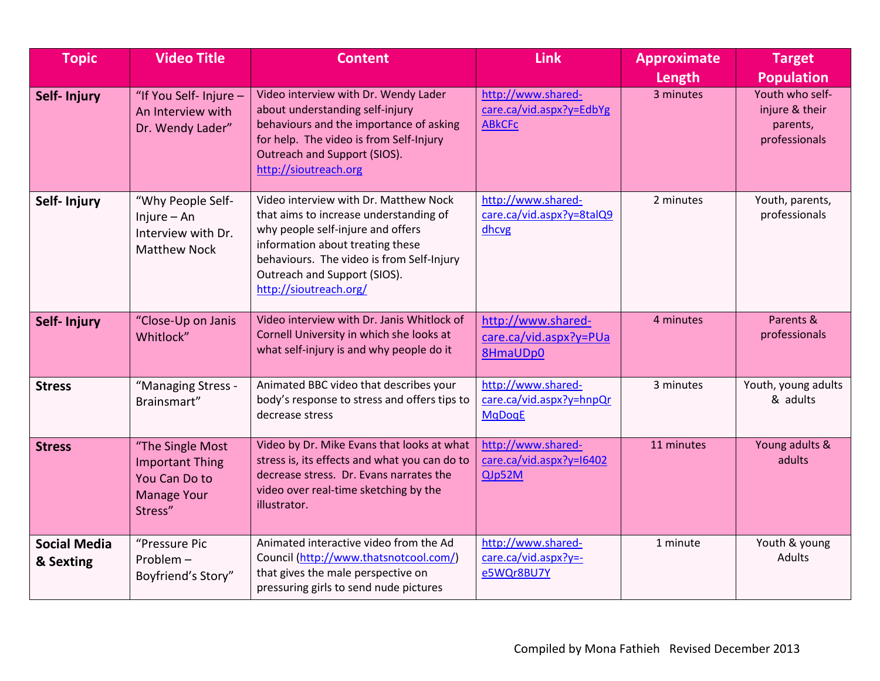| Topic | Video Title | Content | Link | Approximate Length | Target Population |
|---|---|---|---|---|---|
| **Self- Injury** | "If You Self- Injure – An Interview with Dr. Wendy Lader" | Video interview with Dr. Wendy Lader about understanding self-injury behaviours and the importance of asking for help. The video is from Self-Injury Outreach and Support (SIOS). http://sioutreach.org | http://www.shared-care.ca/vid.aspx?y=EdbYgABkCFc | 3 minutes | Youth who self-injure & their parents, professionals |
| **Self- Injury** | "Why People Self-Injure – An Interview with Dr. Matthew Nock | Video interview with Dr. Matthew Nock that aims to increase understanding of why people self-injure and offers information about treating these behaviours. The video is from Self-Injury Outreach and Support (SIOS). http://sioutreach.org/ | http://www.shared-care.ca/vid.aspx?y=8talQ9dhcvg | 2 minutes | Youth, parents, professionals |
| **Self- Injury** | "Close-Up on Janis Whitlock" | Video interview with Dr. Janis Whitlock of Cornell University in which she looks at what self-injury is and why people do it | http://www.shared-care.ca/vid.aspx?y=PUa8HmaUDp0 | 4 minutes | Parents & professionals |
| **Stress** | "Managing Stress - Brainsmart" | Animated BBC video that describes your body's response to stress and offers tips to decrease stress | http://www.shared-care.ca/vid.aspx?y=hnpQrMqDoqE | 3 minutes | Youth, young adults & adults |
| **Stress** | "The Single Most Important Thing You Can Do to Manage Your Stress" | Video by Dr. Mike Evans that looks at what stress is, its effects and what you can do to decrease stress. Dr. Evans narrates the video over real-time sketching by the illustrator. | http://www.shared-care.ca/vid.aspx?y=I6402QJp52M | 11 minutes | Young adults & adults |
| **Social Media & Sexting** | "Pressure Pic Problem – Boyfriend's Story" | Animated interactive video from the Ad Council (http://www.thatsnotcool.com/) that gives the male perspective on pressuring girls to send nude pictures | http://www.shared-care.ca/vid.aspx?y=-e5WQr8BU7Y | 1 minute | Youth & young Adults |

Compiled by Mona Fathieh Revised December 2013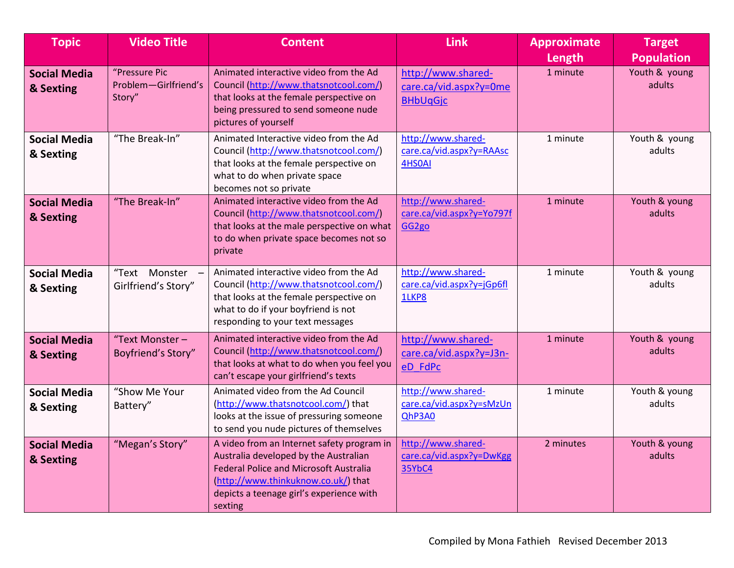| Topic | Video Title | Content | Link | Approximate Length | Target Population |
|---|---|---|---|---|---|
| **Social Media & Sexting** | "Pressure Pic Problem—Girlfriend's Story" | Animated interactive video from the Ad Council (http://www.thatsnotcool.com/) that looks at the female perspective on being pressured to send someone nude pictures of yourself | http://www.shared-care.ca/vid.aspx?y=0meBHbUqGjc | 1 minute | Youth & young adults |
| **Social Media & Sexting** | "The Break-In" | Animated Interactive video from the Ad Council (http://www.thatsnotcool.com/) that looks at the female perspective on what to do when private space becomes not so private | http://www.shared-care.ca/vid.aspx?y=RAAsc4HS0AI | 1 minute | Youth & young adults |
| **Social Media & Sexting** | "The Break-In" | Animated interactive video from the Ad Council (http://www.thatsnotcool.com/) that looks at the male perspective on what to do when private space becomes not so private | http://www.shared-care.ca/vid.aspx?y=Yo797fGG2go | 1 minute | Youth & young adults |
| **Social Media & Sexting** | "Text Monster – Girlfriend's Story" | Animated interactive video from the Ad Council (http://www.thatsnotcool.com/) that looks at the female perspective on what to do if your boyfriend is not responding to your text messages | http://www.shared-care.ca/vid.aspx?y=jGp6fl1LKP8 | 1 minute | Youth & young adults |
| **Social Media & Sexting** | "Text Monster – Boyfriend's Story" | Animated interactive video from the Ad Council (http://www.thatsnotcool.com/) that looks at what to do when you feel you can't escape your girlfriend's texts | http://www.shared-care.ca/vid.aspx?y=J3n-eD_FdPc | 1 minute | Youth & young adults |
| **Social Media & Sexting** | "Show Me Your Battery" | Animated video from the Ad Council (http://www.thatsnotcool.com/) that looks at the issue of pressuring someone to send you nude pictures of themselves | http://www.shared-care.ca/vid.aspx?y=sMzUnQhP3A0 | 1 minute | Youth & young adults |
| **Social Media & Sexting** | "Megan's Story" | A video from an Internet safety program in Australia developed by the Australian Federal Police and Microsoft Australia (http://www.thinkuknow.co.uk/) that depicts a teenage girl's experience with sexting | http://www.shared-care.ca/vid.aspx?y=DwKgg35YbC4 | 2 minutes | Youth & young adults |

Compiled by Mona Fathieh Revised December 2013